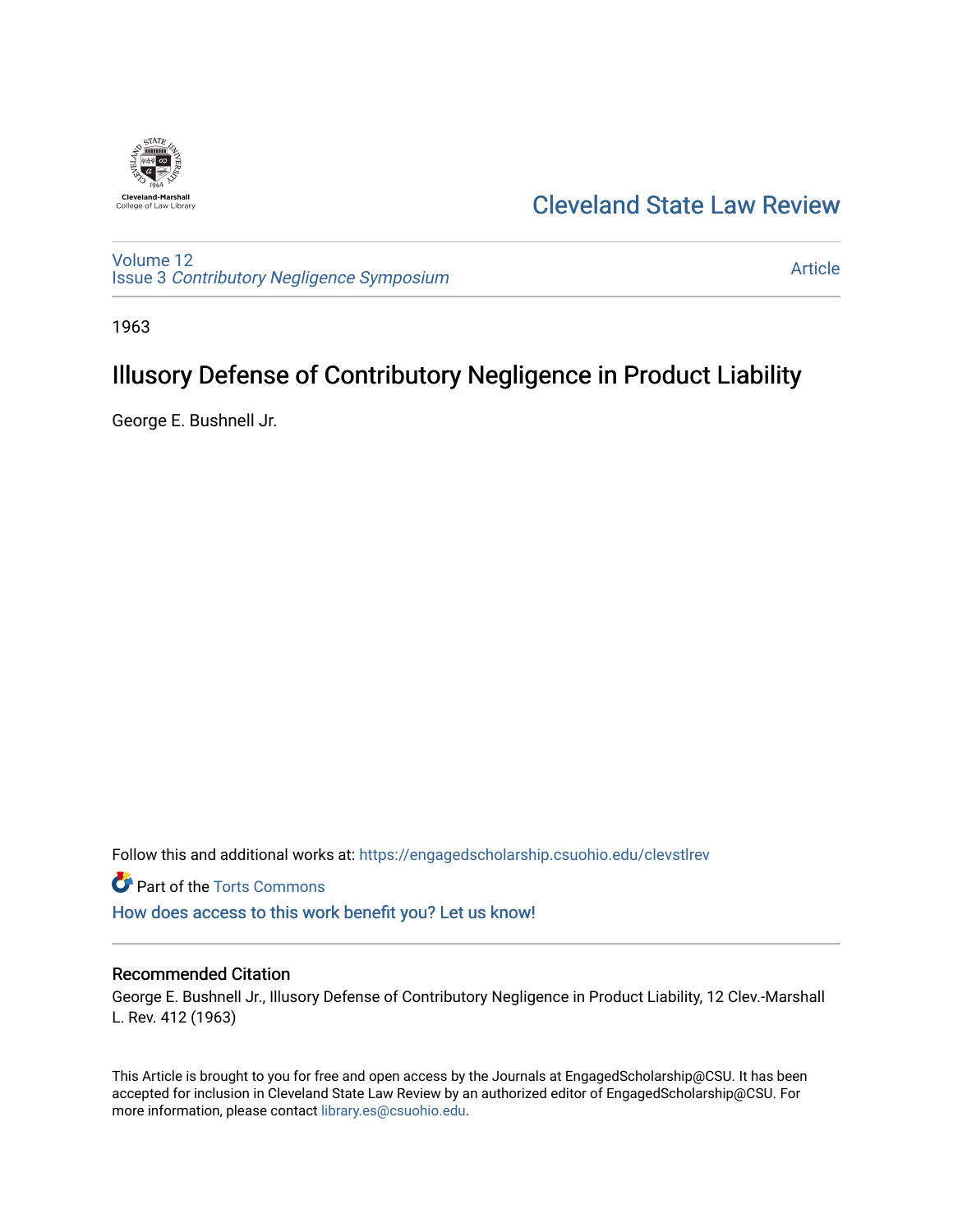Cleveland State Law Review

Volume 12
Issue 3 *Contributory Negligence Symposium*

Article

1963

# Illusory Defense of Contributory Negligence in Product Liability

George E. Bushnell Jr.

Follow this and additional works at: https://engagedscholarship.csuohio.edu/clevstlrev

Part of the Torts Commons

How does access to this work benefit you? Let us know!

## Recommended Citation

George E. Bushnell Jr., Illusory Defense of Contributory Negligence in Product Liability, 12 Clev.-Marshall L. Rev. 412 (1963)

This Article is brought to you for free and open access by the Journals at EngagedScholarship@CSU. It has been accepted for inclusion in Cleveland State Law Review by an authorized editor of EngagedScholarship@CSU. For more information, please contact library.es@csuohio.edu.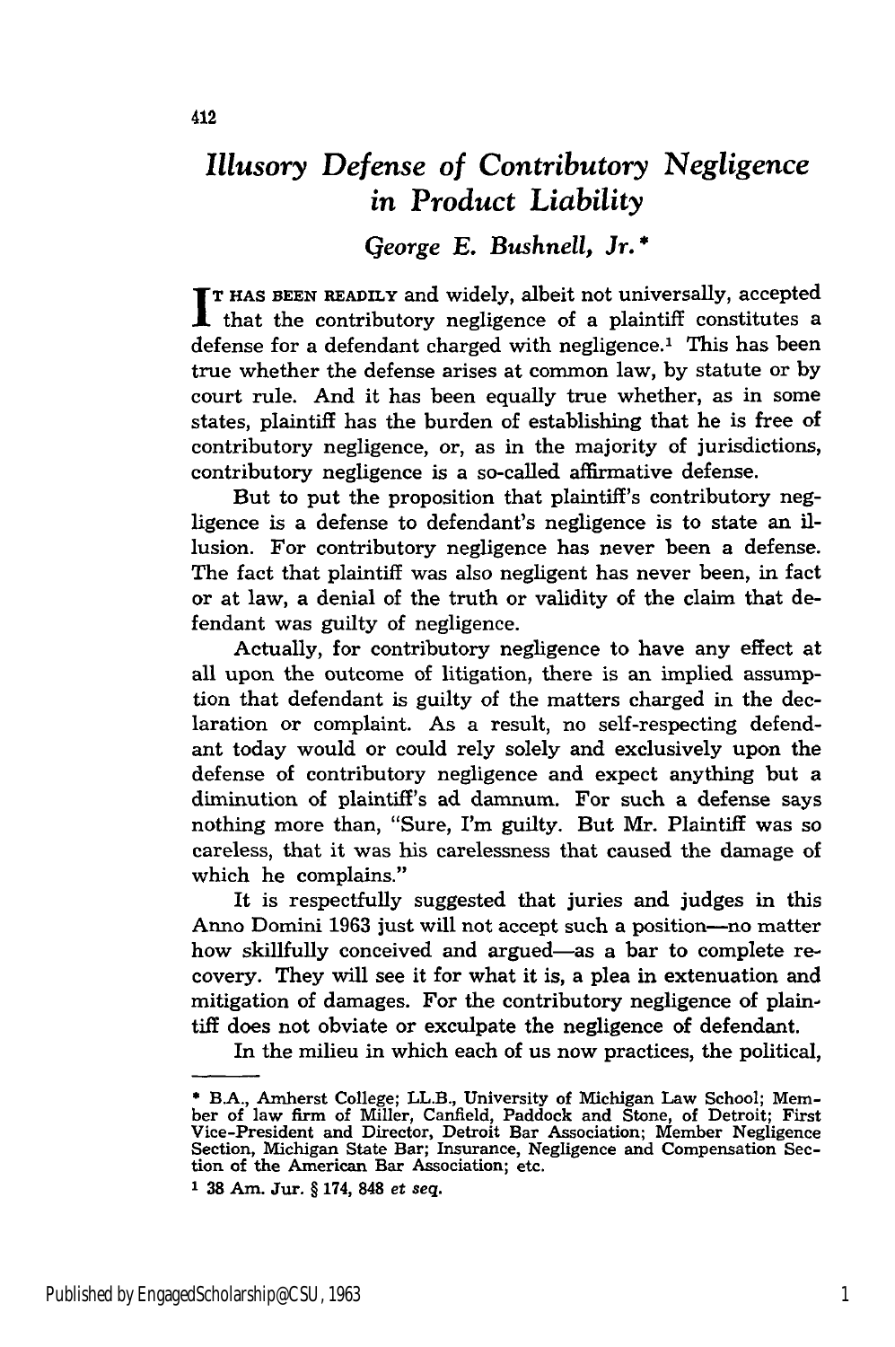# *Illusory Defense of Contributory Negligence in Product Liability*

## *George E. Bushnell, Jr.* *

IT HAS BEEN READILY and widely, albeit not universally, accepted that the contributory negligence of a plaintiff constitutes a defense for a defendant charged with negligence.[1] This has been true whether the defense arises at common law, by statute or by court rule. And it has been equally true whether, as in some states, plaintiff has the burden of establishing that he is free of contributory negligence, or, as in the majority of jurisdictions, contributory negligence is a so-called affirmative defense.

But to put the proposition that plaintiff's contributory negligence is a defense to defendant's negligence is to state an illusion. For contributory negligence has never been a defense. The fact that plaintiff was also negligent has never been, in fact or at law, a denial of the truth or validity of the claim that defendant was guilty of negligence.

Actually, for contributory negligence to have any effect at all upon the outcome of litigation, there is an implied assumption that defendant is guilty of the matters charged in the declaration or complaint. As a result, no self-respecting defendant today would or could rely solely and exclusively upon the defense of contributory negligence and expect anything but a diminution of plaintiff's ad damnum. For such a defense says nothing more than, "Sure, I'm guilty. But Mr. Plaintiff was so careless, that it was his carelessness that caused the damage of which he complains."

It is respectfully suggested that juries and judges in this Anno Domini 1963 just will not accept such a position—no matter how skillfully conceived and argued—as a bar to complete recovery. They will see it for what it is, a plea in extenuation and mitigation of damages. For the contributory negligence of plaintiff does not obviate or exculpate the negligence of defendant.

In the milieu in which each of us now practices, the political,

---

\* B.A., Amherst College; LL.B., University of Michigan Law School; Member of law firm of Miller, Canfield, Paddock and Stone, of Detroit; First Vice-President and Director, Detroit Bar Association; Member Negligence Section, Michigan State Bar; Insurance, Negligence and Compensation Section of the American Bar Association; etc.

[1] 38 Am. Jur. § 174, 848 *et seq.*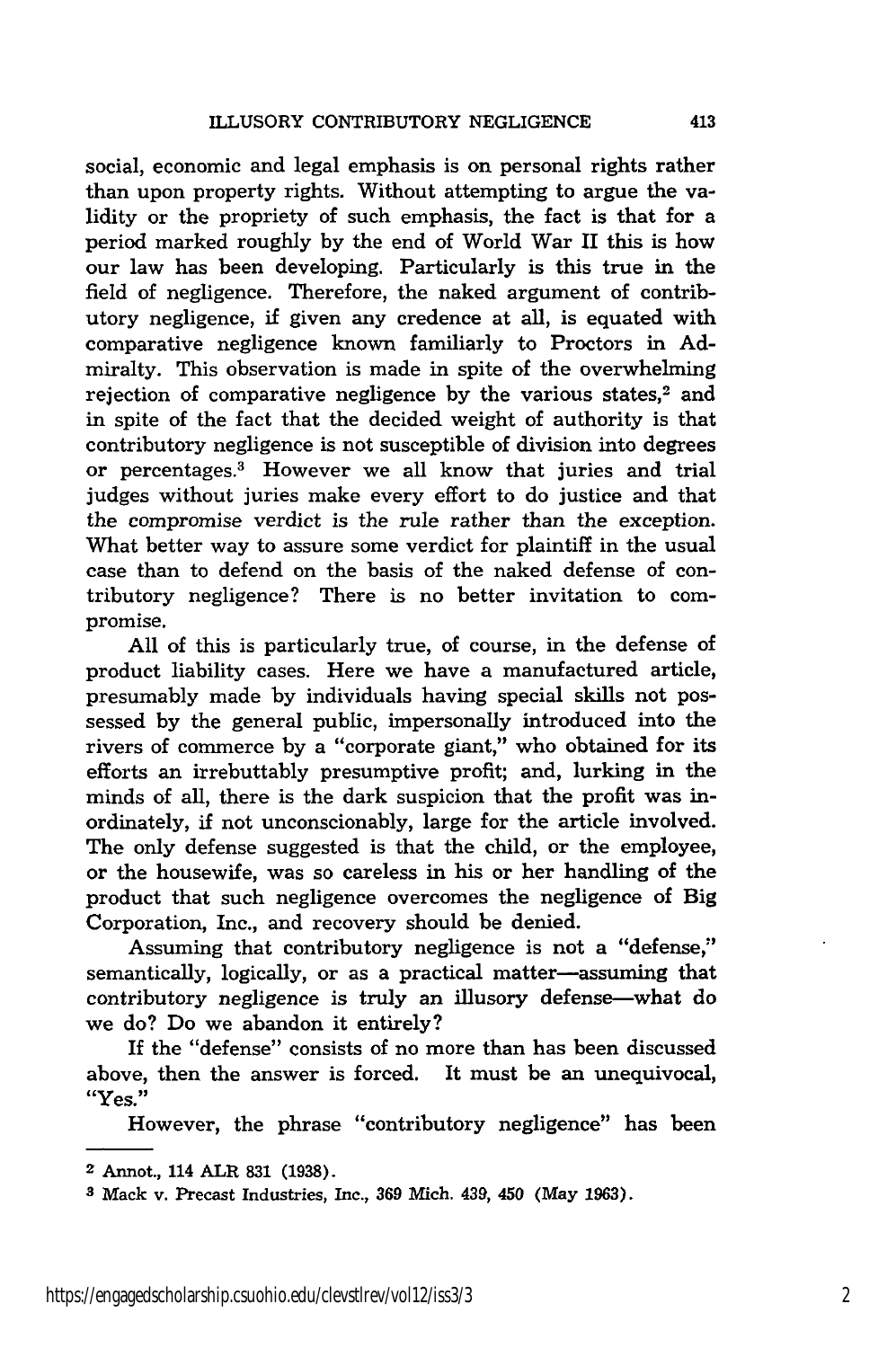social, economic and legal emphasis is on personal rights rather than upon property rights. Without attempting to argue the validity or the propriety of such emphasis, the fact is that for a period marked roughly by the end of World War II this is how our law has been developing. Particularly is this true in the field of negligence. Therefore, the naked argument of contributory negligence, if given any credence at all, is equated with comparative negligence known familiarly to Proctors in Admiralty. This observation is made in spite of the overwhelming rejection of comparative negligence by the various states,[2] and in spite of the fact that the decided weight of authority is that contributory negligence is not susceptible of division into degrees or percentages.[3] However we all know that juries and trial judges without juries make every effort to do justice and that the compromise verdict is the rule rather than the exception. What better way to assure some verdict for plaintiff in the usual case than to defend on the basis of the naked defense of contributory negligence? There is no better invitation to compromise.

All of this is particularly true, of course, in the defense of product liability cases. Here we have a manufactured article, presumably made by individuals having special skills not possessed by the general public, impersonally introduced into the rivers of commerce by a "corporate giant," who obtained for its efforts an irrebuttably presumptive profit; and, lurking in the minds of all, there is the dark suspicion that the profit was inordinately, if not unconscionably, large for the article involved. The only defense suggested is that the child, or the employee, or the housewife, was so careless in his or her handling of the product that such negligence overcomes the negligence of Big Corporation, Inc., and recovery should be denied.

Assuming that contributory negligence is not a "defense," semantically, logically, or as a practical matter—assuming that contributory negligence is truly an illusory defense—what do we do? Do we abandon it entirely?

If the "defense" consists of no more than has been discussed above, then the answer is forced. It must be an unequivocal, "Yes."

However, the phrase "contributory negligence" has been

---

[2] Annot., 114 ALR 831 (1938).

[3] Mack v. Precast Industries, Inc., 369 Mich. 439, 450 (May 1963).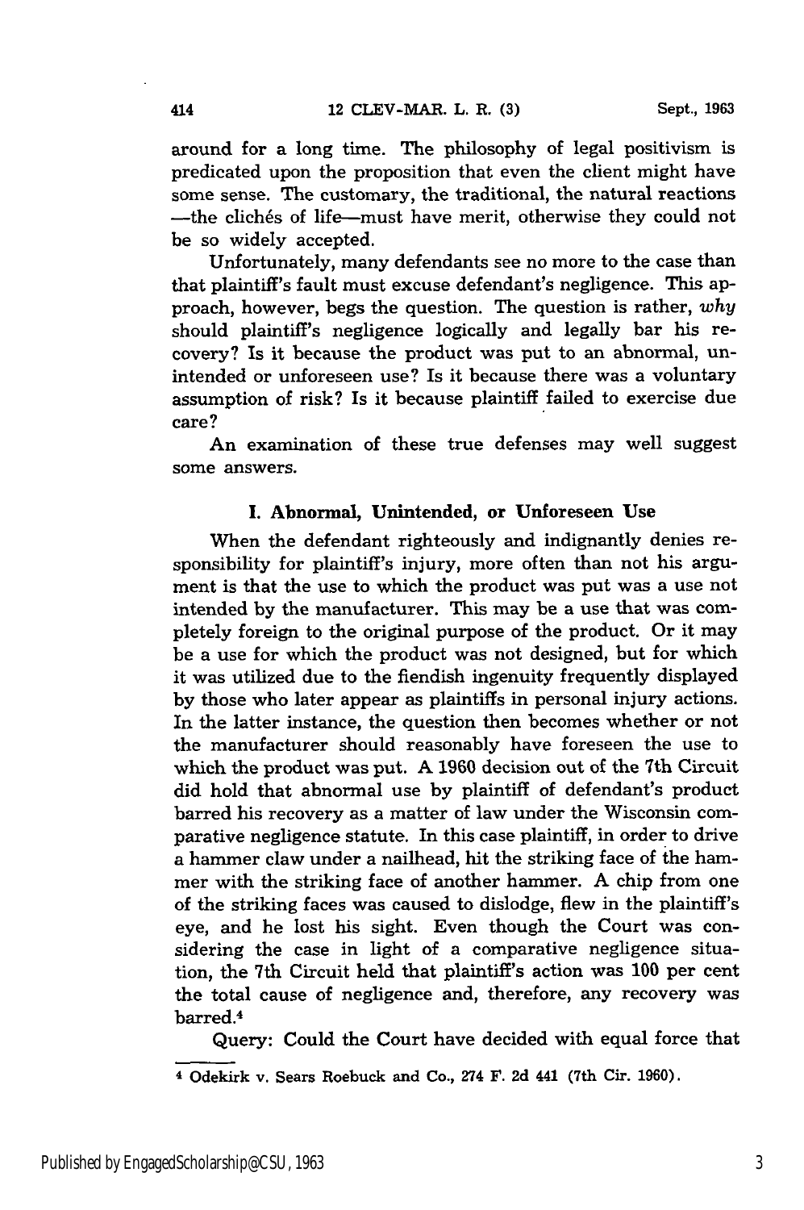around for a long time. The philosophy of legal positivism is predicated upon the proposition that even the client might have some sense. The customary, the traditional, the natural reactions —the clichés of life—must have merit, otherwise they could not be so widely accepted.

Unfortunately, many defendants see no more to the case than that plaintiff's fault must excuse defendant's negligence. This approach, however, begs the question. The question is rather, *why* should plaintiff's negligence logically and legally bar his recovery? Is it because the product was put to an abnormal, unintended or unforeseen use? Is it because there was a voluntary assumption of risk? Is it because plaintiff failed to exercise due care?

An examination of these true defenses may well suggest some answers.

### I. Abnormal, Unintended, or Unforeseen Use

When the defendant righteously and indignantly denies responsibility for plaintiff's injury, more often than not his argument is that the use to which the product was put was a use not intended by the manufacturer. This may be a use that was completely foreign to the original purpose of the product. Or it may be a use for which the product was not designed, but for which it was utilized due to the fiendish ingenuity frequently displayed by those who later appear as plaintiffs in personal injury actions. In the latter instance, the question then becomes whether or not the manufacturer should reasonably have foreseen the use to which the product was put. A 1960 decision out of the 7th Circuit did hold that abnormal use by plaintiff of defendant's product barred his recovery as a matter of law under the Wisconsin comparative negligence statute. In this case plaintiff, in order to drive a hammer claw under a nailhead, hit the striking face of the hammer with the striking face of another hammer. A chip from one of the striking faces was caused to dislodge, flew in the plaintiff's eye, and he lost his sight. Even though the Court was considering the case in light of a comparative negligence situation, the 7th Circuit held that plaintiff's action was 100 per cent the total cause of negligence and, therefore, any recovery was barred.[4]

Query: Could the Court have decided with equal force that

[4] Odekirk v. Sears Roebuck and Co., 274 F. 2d 441 (7th Cir. 1960).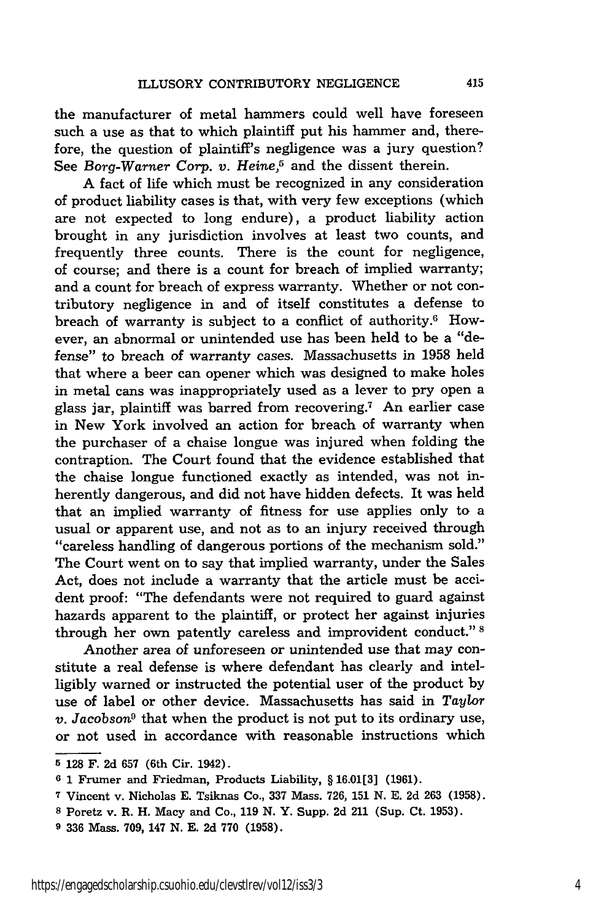the manufacturer of metal hammers could well have foreseen such a use as that to which plaintiff put his hammer and, therefore, the question of plaintiff's negligence was a jury question? See *Borg-Warner Corp. v. Heine*,[5] and the dissent therein.

A fact of life which must be recognized in any consideration of product liability cases is that, with very few exceptions (which are not expected to long endure), a product liability action brought in any jurisdiction involves at least two counts, and frequently three counts. There is the count for negligence, of course; and there is a count for breach of implied warranty; and a count for breach of express warranty. Whether or not contributory negligence in and of itself constitutes a defense to breach of warranty is subject to a conflict of authority.[6] However, an abnormal or unintended use has been held to be a "defense" to breach of warranty cases. Massachusetts in 1958 held that where a beer can opener which was designed to make holes in metal cans was inappropriately used as a lever to pry open a glass jar, plaintiff was barred from recovering.[7] An earlier case in New York involved an action for breach of warranty when the purchaser of a chaise longue was injured when folding the contraption. The Court found that the evidence established that the chaise longue functioned exactly as intended, was not inherently dangerous, and did not have hidden defects. It was held that an implied warranty of fitness for use applies only to a usual or apparent use, and not as to an injury received through "careless handling of dangerous portions of the mechanism sold." The Court went on to say that implied warranty, under the Sales Act, does not include a warranty that the article must be accident proof: "The defendants were not required to guard against hazards apparent to the plaintiff, or protect her against injuries through her own patently careless and improvident conduct."[8]

Another area of unforeseen or unintended use that may constitute a real defense is where defendant has clearly and intelligibly warned or instructed the potential user of the product by use of label or other device. Massachusetts has said in *Taylor v. Jacobson*[9] that when the product is not put to its ordinary use, or not used in accordance with reasonable instructions which

---

[5] 128 F. 2d 657 (6th Cir. 1942).

[6] 1 Frumer and Friedman, Products Liability, § 16.01[3] (1961).

[7] Vincent v. Nicholas E. Tsiknas Co., 337 Mass. 726, 151 N. E. 2d 263 (1958).

[8] Poretz v. R. H. Macy and Co., 119 N. Y. Supp. 2d 211 (Sup. Ct. 1953).

[9] 336 Mass. 709, 147 N. E. 2d 770 (1958).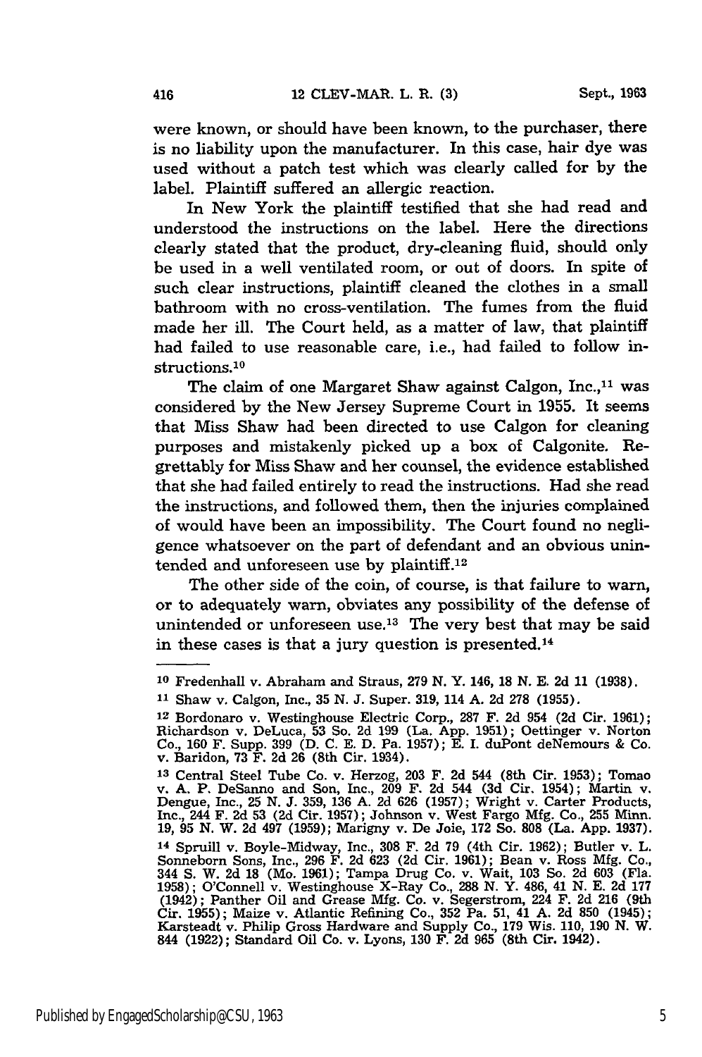were known, or should have been known, to the purchaser, there is no liability upon the manufacturer. In this case, hair dye was used without a patch test which was clearly called for by the label. Plaintiff suffered an allergic reaction.

In New York the plaintiff testified that she had read and understood the instructions on the label. Here the directions clearly stated that the product, dry-cleaning fluid, should only be used in a well ventilated room, or out of doors. In spite of such clear instructions, plaintiff cleaned the clothes in a small bathroom with no cross-ventilation. The fumes from the fluid made her ill. The Court held, as a matter of law, that plaintiff had failed to use reasonable care, i.e., had failed to follow instructions.[10]

The claim of one Margaret Shaw against Calgon, Inc.,[11] was considered by the New Jersey Supreme Court in 1955. It seems that Miss Shaw had been directed to use Calgon for cleaning purposes and mistakenly picked up a box of Calgonite. Regrettably for Miss Shaw and her counsel, the evidence established that she had failed entirely to read the instructions. Had she read the instructions, and followed them, then the injuries complained of would have been an impossibility. The Court found no negligence whatsoever on the part of defendant and an obvious unintended and unforeseen use by plaintiff.[12]

The other side of the coin, of course, is that failure to warn, or to adequately warn, obviates any possibility of the defense of unintended or unforeseen use.[13] The very best that may be said in these cases is that a jury question is presented.[14]

---

[10] Fredenhall v. Abraham and Straus, 279 N. Y. 146, 18 N. E. 2d 11 (1938).

[11] Shaw v. Calgon, Inc., 35 N. J. Super. 319, 114 A. 2d 278 (1955).

[12] Bordonaro v. Westinghouse Electric Corp., 287 F. 2d 954 (2d Cir. 1961); Richardson v. DeLuca, 53 So. 2d 199 (La. App. 1951); Oettinger v. Norton Co., 160 F. Supp. 399 (D. C. E. D. Pa. 1957); E. I. duPont deNemours & Co. v. Baridon, 73 F. 2d 26 (8th Cir. 1934).

[13] Central Steel Tube Co. v. Herzog, 203 F. 2d 544 (8th Cir. 1953); Tomao v. A. P. DeSanno and Son, Inc., 209 F. 2d 544 (3d Cir. 1954); Martin v. Dengue, Inc., 25 N. J. 359, 136 A. 2d 626 (1957); Wright v. Carter Products, Inc., 244 F. 2d 53 (2d Cir. 1957); Johnson v. West Fargo Mfg. Co., 255 Minn. 19, 95 N. W. 2d 497 (1959); Marigny v. De Joie, 172 So. 808 (La. App. 1937).

[14] Spruill v. Boyle-Midway, Inc., 308 F. 2d 79 (4th Cir. 1962); Butler v. L. Sonneborn Sons, Inc., 296 F. 2d 623 (2d Cir. 1961); Bean v. Ross Mfg. Co., 344 S. W. 2d 18 (Mo. 1961); Tampa Drug Co. v. Wait, 103 So. 2d 603 (Fla. 1958); O'Connell v. Westinghouse X-Ray Co., 288 N. Y. 486, 41 N. E. 2d 177 (1942); Panther Oil and Grease Mfg. Co. v. Segerstrom, 224 F. 2d 216 (9th Cir. 1955); Maize v. Atlantic Refining Co., 352 Pa. 51, 41 A. 2d 850 (1945); Karsteadt v. Philip Gross Hardware and Supply Co., 179 Wis. 110, 190 N. W. 844 (1922); Standard Oil Co. v. Lyons, 130 F. 2d 965 (8th Cir. 1942).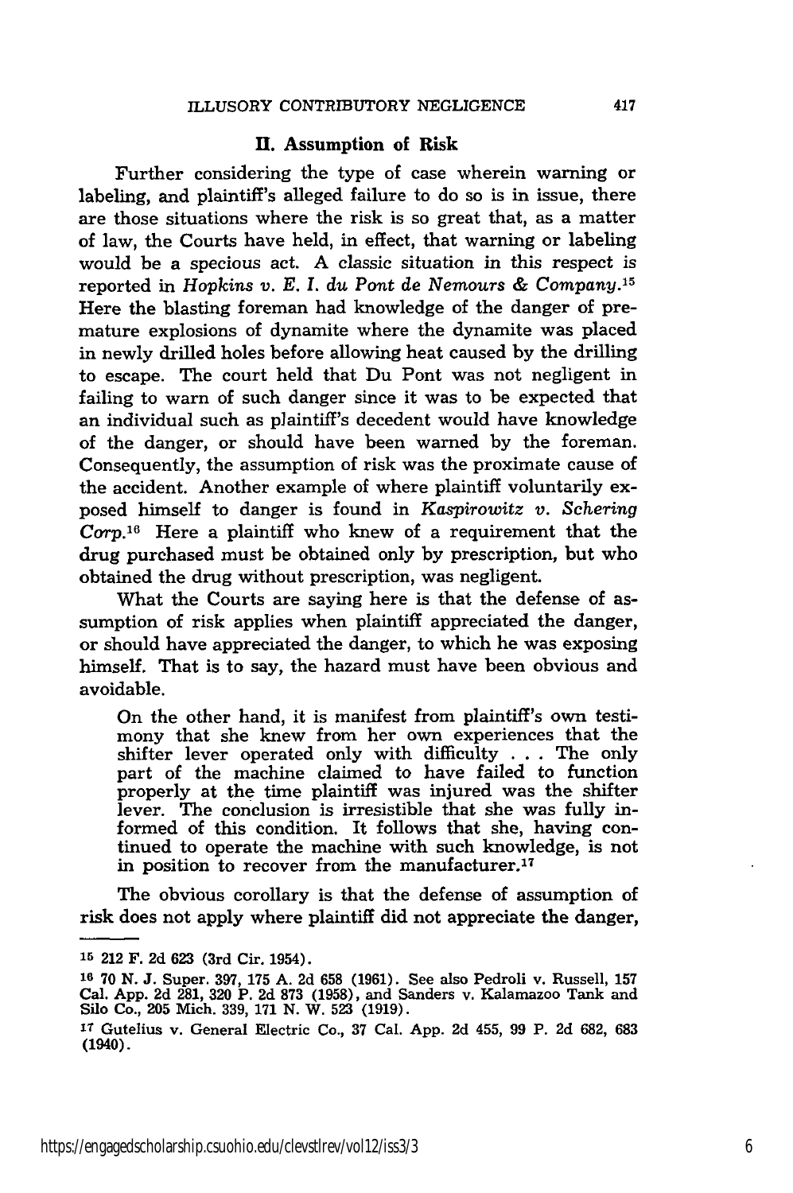## II. Assumption of Risk

Further considering the type of case wherein warning or labeling, and plaintiff's alleged failure to do so is in issue, there are those situations where the risk is so great that, as a matter of law, the Courts have held, in effect, that warning or labeling would be a specious act. A classic situation in this respect is reported in *Hopkins v. E. I. du Pont de Nemours & Company.*[15] Here the blasting foreman had knowledge of the danger of premature explosions of dynamite where the dynamite was placed in newly drilled holes before allowing heat caused by the drilling to escape. The court held that Du Pont was not negligent in failing to warn of such danger since it was to be expected that an individual such as plaintiff's decedent would have knowledge of the danger, or should have been warned by the foreman. Consequently, the assumption of risk was the proximate cause of the accident. Another example of where plaintiff voluntarily exposed himself to danger is found in *Kaspirowitz v. Schering Corp.*[16] Here a plaintiff who knew of a requirement that the drug purchased must be obtained only by prescription, but who obtained the drug without prescription, was negligent.

What the Courts are saying here is that the defense of assumption of risk applies when plaintiff appreciated the danger, or should have appreciated the danger, to which he was exposing himself. That is to say, the hazard must have been obvious and avoidable.

> On the other hand, it is manifest from plaintiff's own testimony that she knew from her own experiences that the shifter lever operated only with difficulty . . . The only part of the machine claimed to have failed to function properly at the time plaintiff was injured was the shifter lever. The conclusion is irresistible that she was fully informed of this condition. It follows that she, having continued to operate the machine with such knowledge, is not in position to recover from the manufacturer.[17]

The obvious corollary is that the defense of assumption of risk does not apply where plaintiff did not appreciate the danger,

---

[15] 212 F. 2d 623 (3rd Cir. 1954).

[16] 70 N. J. Super. 397, 175 A. 2d 658 (1961). See also Pedroli v. Russell, 157 Cal. App. 2d 281, 320 P. 2d 873 (1958), and Sanders v. Kalamazoo Tank and Silo Co., 205 Mich. 339, 171 N. W. 523 (1919).

[17] Gutelius v. General Electric Co., 37 Cal. App. 2d 455, 99 P. 2d 682, 683 (1940).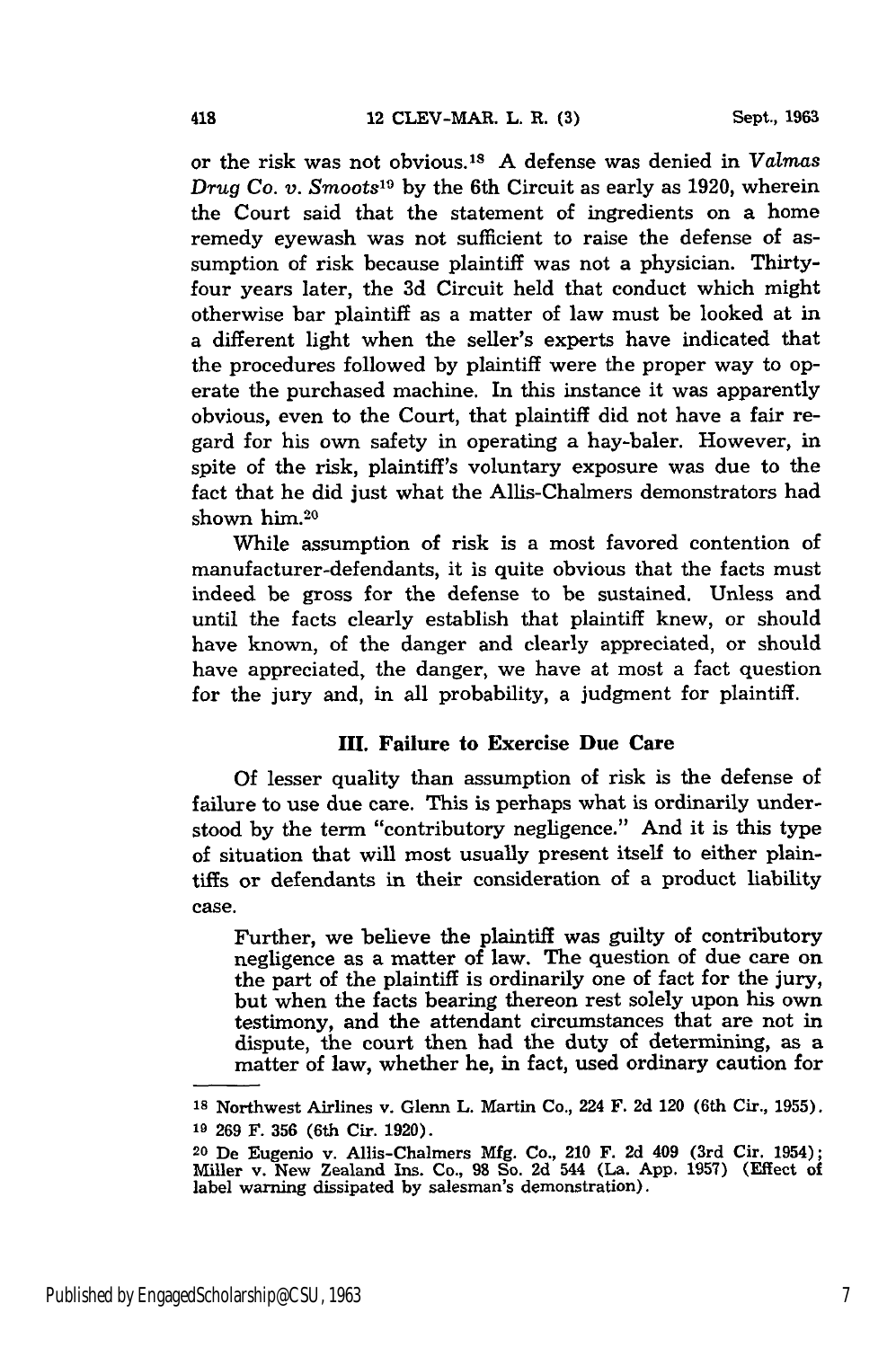or the risk was not obvious.[18] A defense was denied in *Valmas Drug Co. v. Smoots*[19] by the 6th Circuit as early as 1920, wherein the Court said that the statement of ingredients on a home remedy eyewash was not sufficient to raise the defense of assumption of risk because plaintiff was not a physician. Thirty-four years later, the 3d Circuit held that conduct which might otherwise bar plaintiff as a matter of law must be looked at in a different light when the seller's experts have indicated that the procedures followed by plaintiff were the proper way to operate the purchased machine. In this instance it was apparently obvious, even to the Court, that plaintiff did not have a fair regard for his own safety in operating a hay-baler. However, in spite of the risk, plaintiff's voluntary exposure was due to the fact that he did just what the Allis-Chalmers demonstrators had shown him.[20]

While assumption of risk is a most favored contention of manufacturer-defendants, it is quite obvious that the facts must indeed be gross for the defense to be sustained. Unless and until the facts clearly establish that plaintiff knew, or should have known, of the danger and clearly appreciated, or should have appreciated, the danger, we have at most a fact question for the jury and, in all probability, a judgment for plaintiff.

### III. Failure to Exercise Due Care

Of lesser quality than assumption of risk is the defense of failure to use due care. This is perhaps what is ordinarily understood by the term "contributory negligence." And it is this type of situation that will most usually present itself to either plaintiffs or defendants in their consideration of a product liability case.

> Further, we believe the plaintiff was guilty of contributory negligence as a matter of law. The question of due care on the part of the plaintiff is ordinarily one of fact for the jury, but when the facts bearing thereon rest solely upon his own testimony, and the attendant circumstances that are not in dispute, the court then had the duty of determining, as a matter of law, whether he, in fact, used ordinary caution for

---

[18] Northwest Airlines v. Glenn L. Martin Co., 224 F. 2d 120 (6th Cir., 1955).

[19] 269 F. 356 (6th Cir. 1920).

[20] De Eugenio v. Allis-Chalmers Mfg. Co., 210 F. 2d 409 (3rd Cir. 1954); Miller v. New Zealand Ins. Co., 98 So. 2d 544 (La. App. 1957) (Effect of label warning dissipated by salesman's demonstration).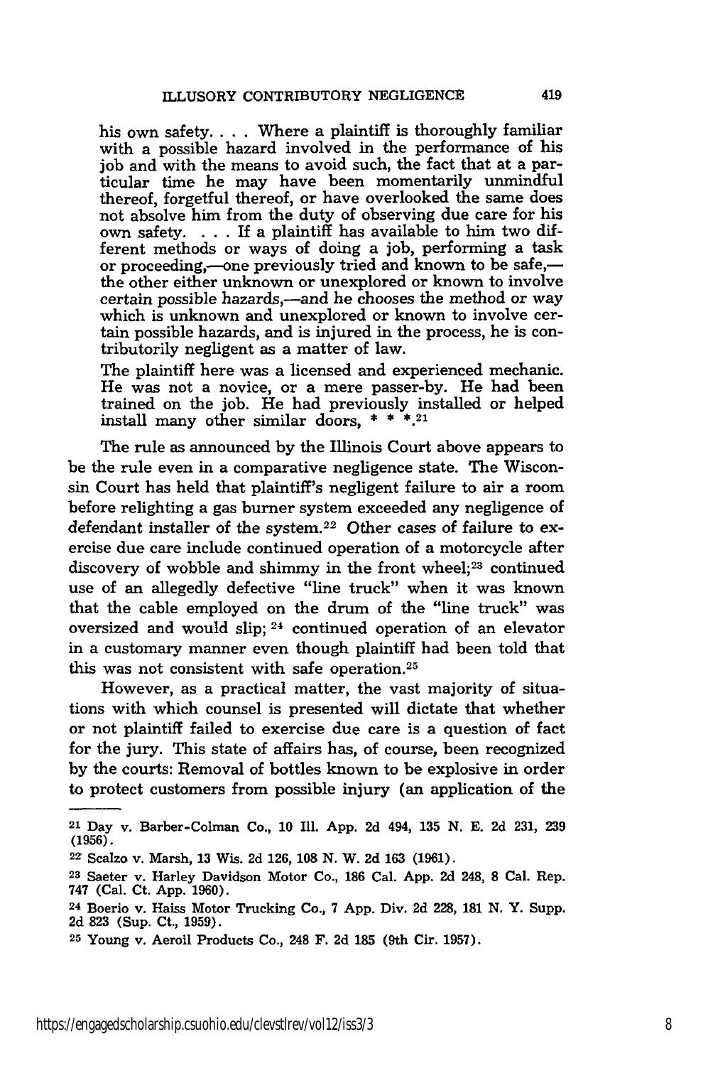his own safety. . . . Where a plaintiff is thoroughly familiar with a possible hazard involved in the performance of his job and with the means to avoid such, the fact that at a particular time he may have been momentarily unmindful thereof, forgetful thereof, or have overlooked the same does not absolve him from the duty of observing due care for his own safety. . . . If a plaintiff has available to him two different methods or ways of doing a job, performing a task or proceeding,—one previously tried and known to be safe,—the other either unknown or unexplored or known to involve certain possible hazards,—and he chooses the method or way which is unknown and unexplored or known to involve certain possible hazards, and is injured in the process, he is contributorily negligent as a matter of law.

The plaintiff here was a licensed and experienced mechanic. He was not a novice, or a mere passer-by. He had been trained on the job. He had previously installed or helped install many other similar doors, * * *.[21]

The rule as announced by the Illinois Court above appears to be the rule even in a comparative negligence state. The Wisconsin Court has held that plaintiff's negligent failure to air a room before relighting a gas burner system exceeded any negligence of defendant installer of the system.[22] Other cases of failure to exercise due care include continued operation of a motorcycle after discovery of wobble and shimmy in the front wheel;[23] continued use of an allegedly defective "line truck" when it was known that the cable employed on the drum of the "line truck" was oversized and would slip;[24] continued operation of an elevator in a customary manner even though plaintiff had been told that this was not consistent with safe operation.[25]

However, as a practical matter, the vast majority of situations with which counsel is presented will dictate that whether or not plaintiff failed to exercise due care is a question of fact for the jury. This state of affairs has, of course, been recognized by the courts: Removal of bottles known to be explosive in order to protect customers from possible injury (an application of the

---

[21] Day v. Barber-Colman Co., 10 Ill. App. 2d 494, 135 N. E. 2d 231, 239 (1956).

[22] Scalzo v. Marsh, 13 Wis. 2d 126, 108 N. W. 2d 163 (1961).

[23] Saeter v. Harley Davidson Motor Co., 186 Cal. App. 2d 248, 8 Cal. Rep. 747 (Cal. Ct. App. 1960).

[24] Boerio v. Haiss Motor Trucking Co., 7 App. Div. 2d 228, 181 N. Y. Supp. 2d 823 (Sup. Ct., 1959).

[25] Young v. Aeroil Products Co., 248 F. 2d 185 (9th Cir. 1957).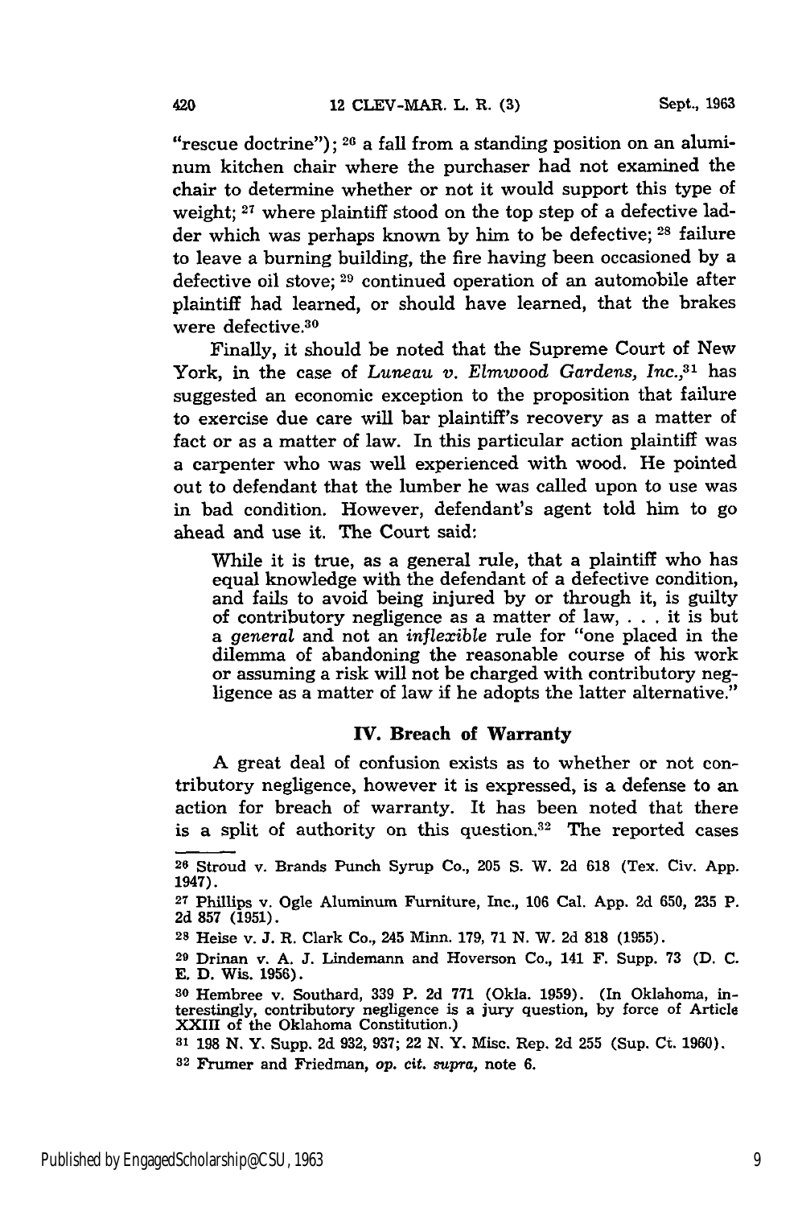"rescue doctrine"); [26] a fall from a standing position on an aluminum kitchen chair where the purchaser had not examined the chair to determine whether or not it would support this type of weight; [27] where plaintiff stood on the top step of a defective ladder which was perhaps known by him to be defective; [28] failure to leave a burning building, the fire having been occasioned by a defective oil stove; [29] continued operation of an automobile after plaintiff had learned, or should have learned, that the brakes were defective.[30]

Finally, it should be noted that the Supreme Court of New York, in the case of *Luneau v. Elmwood Gardens, Inc.*,[31] has suggested an economic exception to the proposition that failure to exercise due care will bar plaintiff's recovery as a matter of fact or as a matter of law. In this particular action plaintiff was a carpenter who was well experienced with wood. He pointed out to defendant that the lumber he was called upon to use was in bad condition. However, defendant's agent told him to go ahead and use it. The Court said:

> While it is true, as a general rule, that a plaintiff who has equal knowledge with the defendant of a defective condition, and fails to avoid being injured by or through it, is guilty of contributory negligence as a matter of law, . . . it is but a *general* and not an *inflexible* rule for "one placed in the dilemma of abandoning the reasonable course of his work or assuming a risk will not be charged with contributory negligence as a matter of law if he adopts the latter alternative."

## IV. Breach of Warranty

A great deal of confusion exists as to whether or not contributory negligence, however it is expressed, is a defense to an action for breach of warranty. It has been noted that there is a split of authority on this question.[32] The reported cases

---

[26] Stroud v. Brands Punch Syrup Co., 205 S. W. 2d 618 (Tex. Civ. App. 1947).

[27] Phillips v. Ogle Aluminum Furniture, Inc., 106 Cal. App. 2d 650, 235 P. 2d 857 (1951).

[28] Heise v. J. R. Clark Co., 245 Minn. 179, 71 N. W. 2d 818 (1955).

[29] Drinan v. A. J. Lindemann and Hoverson Co., 141 F. Supp. 73 (D. C. E. D. Wis. 1956).

[30] Hembree v. Southard, 339 P. 2d 771 (Okla. 1959). (In Oklahoma, interestingly, contributory negligence is a jury question, by force of Article XXIII of the Oklahoma Constitution.)

[31] 198 N. Y. Supp. 2d 932, 937; 22 N. Y. Misc. Rep. 2d 255 (Sup. Ct. 1960).

[32] Frumer and Friedman, *op. cit. supra*, note 6.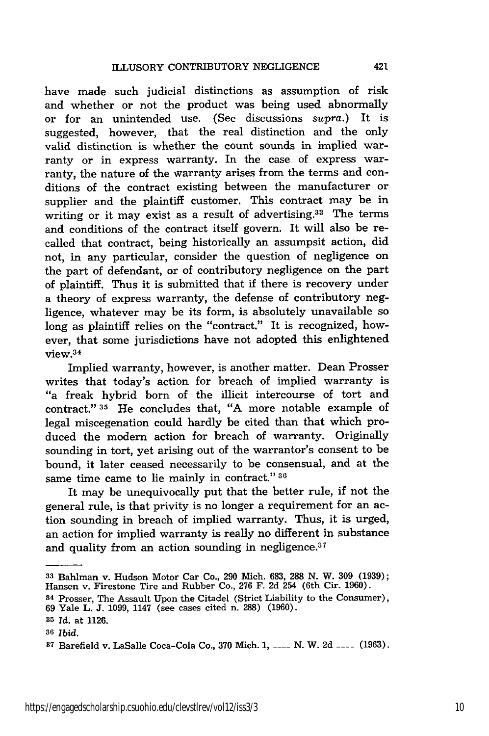have made such judicial distinctions as assumption of risk and whether or not the product was being used abnormally or for an unintended use. (See discussions *supra.*) It is suggested, however, that the real distinction and the only valid distinction is whether the count sounds in implied warranty or in express warranty. In the case of express warranty, the nature of the warranty arises from the terms and conditions of the contract existing between the manufacturer or supplier and the plaintiff customer. This contract may be in writing or it may exist as a result of advertising.[33] The terms and conditions of the contract itself govern. It will also be recalled that contract, being historically an assumpsit action, did not, in any particular, consider the question of negligence on the part of defendant, or of contributory negligence on the part of plaintiff. Thus it is submitted that if there is recovery under a theory of express warranty, the defense of contributory negligence, whatever may be its form, is absolutely unavailable so long as plaintiff relies on the "contract." It is recognized, however, that some jurisdictions have not adopted this enlightened view.[34]

Implied warranty, however, is another matter. Dean Prosser writes that today's action for breach of implied warranty is "a freak hybrid born of the illicit intercourse of tort and contract." [35] He concludes that, "A more notable example of legal miscegenation could hardly be cited than that which produced the modern action for breach of warranty. Originally sounding in tort, yet arising out of the warrantor's consent to be bound, it later ceased necessarily to be consensual, and at the same time came to lie mainly in contract." [36]

It may be unequivocally put that the better rule, if not the general rule, is that privity is no longer a requirement for an action sounding in breach of implied warranty. Thus, it is urged, an action for implied warranty is really no different in substance and quality from an action sounding in negligence.[37]

---

[33] Bahlman v. Hudson Motor Car Co., 290 Mich. 683, 288 N. W. 309 (1939); Hansen v. Firestone Tire and Rubber Co., 276 F. 2d 254 (6th Cir. 1960).

[34] Prosser, The Assault Upon the Citadel (Strict Liability to the Consumer), 69 Yale L. J. 1099, 1147 (see cases cited n. 288) (1960).

[35] *Id.* at 1126.

[36] *Ibid.*

[37] Barefield v. LaSalle Coca-Cola Co., 370 Mich. 1, ____ N. W. 2d ____ (1963).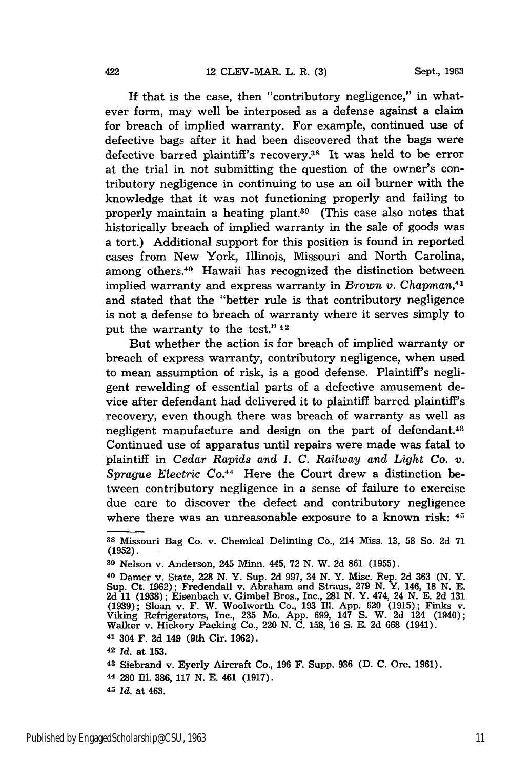If that is the case, then "contributory negligence," in whatever form, may well be interposed as a defense against a claim for breach of implied warranty. For example, continued use of defective bags after it had been discovered that the bags were defective barred plaintiff's recovery.[38] It was held to be error at the trial in not submitting the question of the owner's contributory negligence in continuing to use an oil burner with the knowledge that it was not functioning properly and failing to properly maintain a heating plant.[39] (This case also notes that historically breach of implied warranty in the sale of goods was a tort.) Additional support for this position is found in reported cases from New York, Illinois, Missouri and North Carolina, among others.[40] Hawaii has recognized the distinction between implied warranty and express warranty in *Brown v. Chapman*,[41] and stated that the "better rule is that contributory negligence is not a defense to breach of warranty where it serves simply to put the warranty to the test."[42]

But whether the action is for breach of implied warranty or breach of express warranty, contributory negligence, when used to mean assumption of risk, is a good defense. Plaintiff's negligent rewelding of essential parts of a defective amusement device after defendant had delivered it to plaintiff barred plaintiff's recovery, even though there was breach of warranty as well as negligent manufacture and design on the part of defendant.[43] Continued use of apparatus until repairs were made was fatal to plaintiff in *Cedar Rapids and I. C. Railway and Light Co. v. Sprague Electric Co.*[44] Here the Court drew a distinction between contributory negligence in a sense of failure to exercise due care to discover the defect and contributory negligence where there was an unreasonable exposure to a known risk: [45]

---

[38] Missouri Bag Co. v. Chemical Delinting Co., 214 Miss. 13, 58 So. 2d 71 (1952).

[39] Nelson v. Anderson, 245 Minn. 445, 72 N. W. 2d 861 (1955).

[40] Damer v. State, 228 N. Y. Sup. 2d 997, 34 N. Y. Misc. Rep. 2d 363 (N. Y. Sup. Ct. 1962); Fredendall v. Abraham and Straus, 279 N. Y. 146, 18 N. E. 2d 11 (1938); Eisenbach v. Gimbel Bros., Inc., 281 N. Y. 474, 24 N. E. 2d 131 (1939); Sloan v. F. W. Woolworth Co., 193 Ill. App. 620 (1915); Finks v. Viking Refrigerators, Inc., 235 Mo. App. 699, 147 S. W. 2d 124 (1940); Walker v. Hickory Packing Co., 220 N. C. 158, 16 S. E. 2d 668 (1941).

[41] 304 F. 2d 149 (9th Cir. 1962).

[42] *Id.* at 153.

[43] Siebrand v. Eyerly Aircraft Co., 196 F. Supp. 936 (D. C. Ore. 1961).

[44] 280 Ill. 386, 117 N. E. 461 (1917).

[45] *Id.* at 463.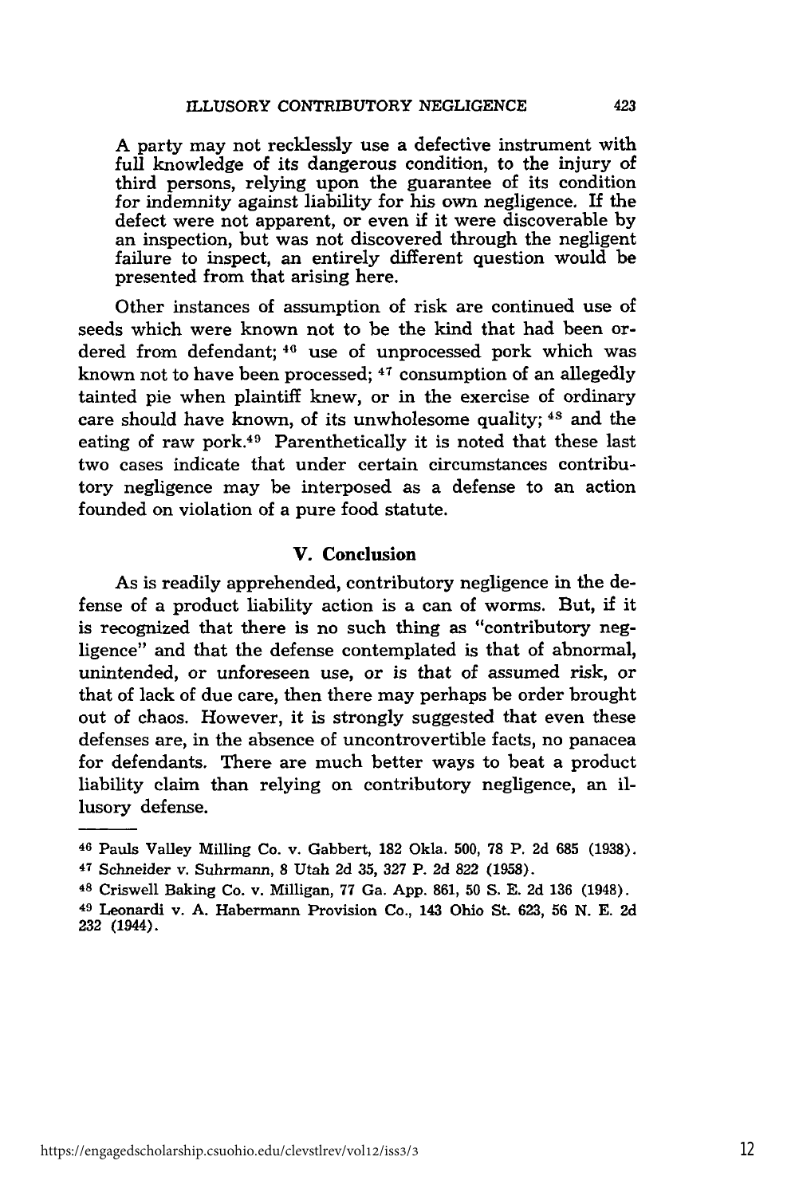A party may not recklessly use a defective instrument with full knowledge of its dangerous condition, to the injury of third persons, relying upon the guarantee of its condition for indemnity against liability for his own negligence. If the defect were not apparent, or even if it were discoverable by an inspection, but was not discovered through the negligent failure to inspect, an entirely different question would be presented from that arising here.

Other instances of assumption of risk are continued use of seeds which were known not to be the kind that had been ordered from defendant; [46] use of unprocessed pork which was known not to have been processed; [47] consumption of an allegedly tainted pie when plaintiff knew, or in the exercise of ordinary care should have known, of its unwholesome quality; [48] and the eating of raw pork.[49] Parenthetically it is noted that these last two cases indicate that under certain circumstances contributory negligence may be interposed as a defense to an action founded on violation of a pure food statute.

## V. Conclusion

As is readily apprehended, contributory negligence in the defense of a product liability action is a can of worms. But, if it is recognized that there is no such thing as "contributory negligence" and that the defense contemplated is that of abnormal, unintended, or unforeseen use, or is that of assumed risk, or that of lack of due care, then there may perhaps be order brought out of chaos. However, it is strongly suggested that even these defenses are, in the absence of uncontrovertible facts, no panacea for defendants. There are much better ways to beat a product liability claim than relying on contributory negligence, an illusory defense.

---

[46] Pauls Valley Milling Co. v. Gabbert, 182 Okla. 500, 78 P. 2d 685 (1938).

[47] Schneider v. Suhrmann, 8 Utah 2d 35, 327 P. 2d 822 (1958).

[48] Criswell Baking Co. v. Milligan, 77 Ga. App. 861, 50 S. E. 2d 136 (1948).

[49] Leonardi v. A. Habermann Provision Co., 143 Ohio St. 623, 56 N. E. 2d 232 (1944).